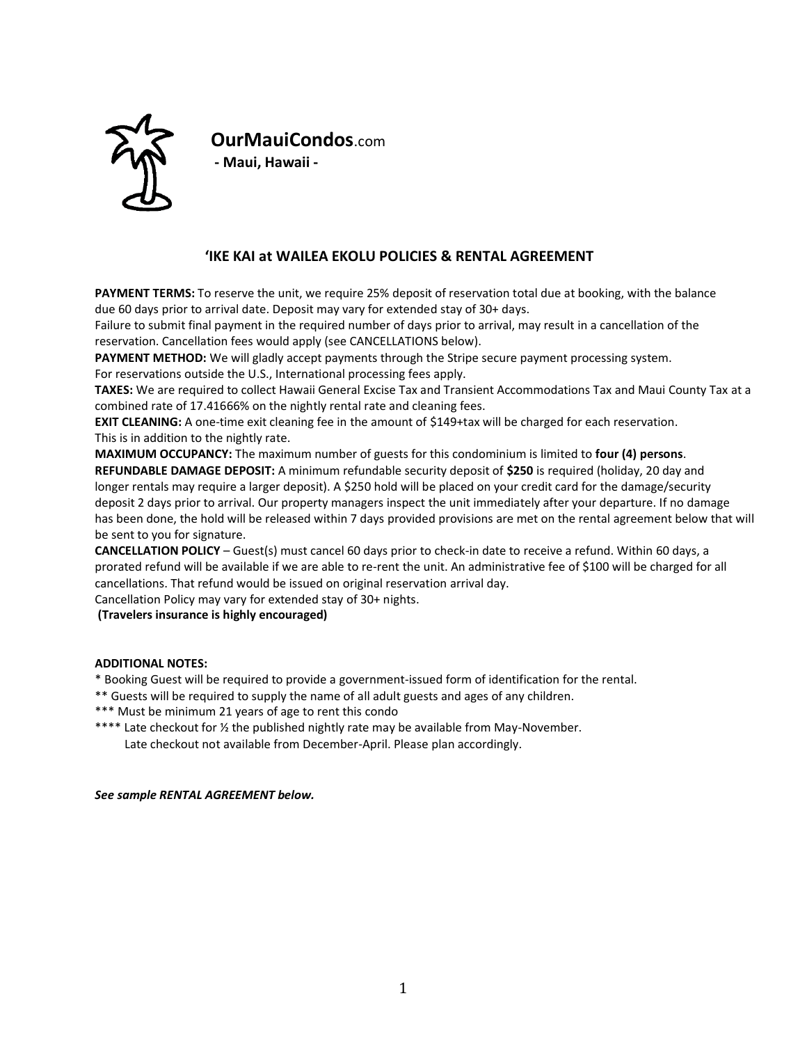**OurMauiCondos**.com
**- Maui, Hawaii -**

## ‘IKE KAI at WAILEA EKOLU POLICIES & RENTAL AGREEMENT

**PAYMENT TERMS:** To reserve the unit, we require 25% deposit of reservation total due at booking, with the balance due 60 days prior to arrival date. Deposit may vary for extended stay of 30+ days.
Failure to submit final payment in the required number of days prior to arrival, may result in a cancellation of the reservation. Cancellation fees would apply (see CANCELLATIONS below).
**PAYMENT METHOD:** We will gladly accept payments through the Stripe secure payment processing system.
For reservations outside the U.S., International processing fees apply.
**TAXES:** We are required to collect Hawaii General Excise Tax and Transient Accommodations Tax and Maui County Tax at a combined rate of 17.41666% on the nightly rental rate and cleaning fees.
**EXIT CLEANING:** A one-time exit cleaning fee in the amount of $149+tax will be charged for each reservation.
This is in addition to the nightly rate.
**MAXIMUM OCCUPANCY:** The maximum number of guests for this condominium is limited to **four (4) persons**.
**REFUNDABLE DAMAGE DEPOSIT:** A minimum refundable security deposit of **$250** is required (holiday, 20 day and longer rentals may require a larger deposit). A $250 hold will be placed on your credit card for the damage/security deposit 2 days prior to arrival. Our property managers inspect the unit immediately after your departure. If no damage has been done, the hold will be released within 7 days provided provisions are met on the rental agreement below that will be sent to you for signature.
**CANCELLATION POLICY** – Guest(s) must cancel 60 days prior to check-in date to receive a refund. Within 60 days, a prorated refund will be available if we are able to re-rent the unit. An administrative fee of $100 will be charged for all cancellations. That refund would be issued on original reservation arrival day.
Cancellation Policy may vary for extended stay of 30+ nights.
**(Travelers insurance is highly encouraged)**

**ADDITIONAL NOTES:**

\* Booking Guest will be required to provide a government-issued form of identification for the rental.
** Guests will be required to supply the name of all adult guests and ages of any children.
*** Must be minimum 21 years of age to rent this condo
**** Late checkout for ½ the published nightly rate may be available from May-November.
Late checkout not available from December-April. Please plan accordingly.

***See sample RENTAL AGREEMENT below.***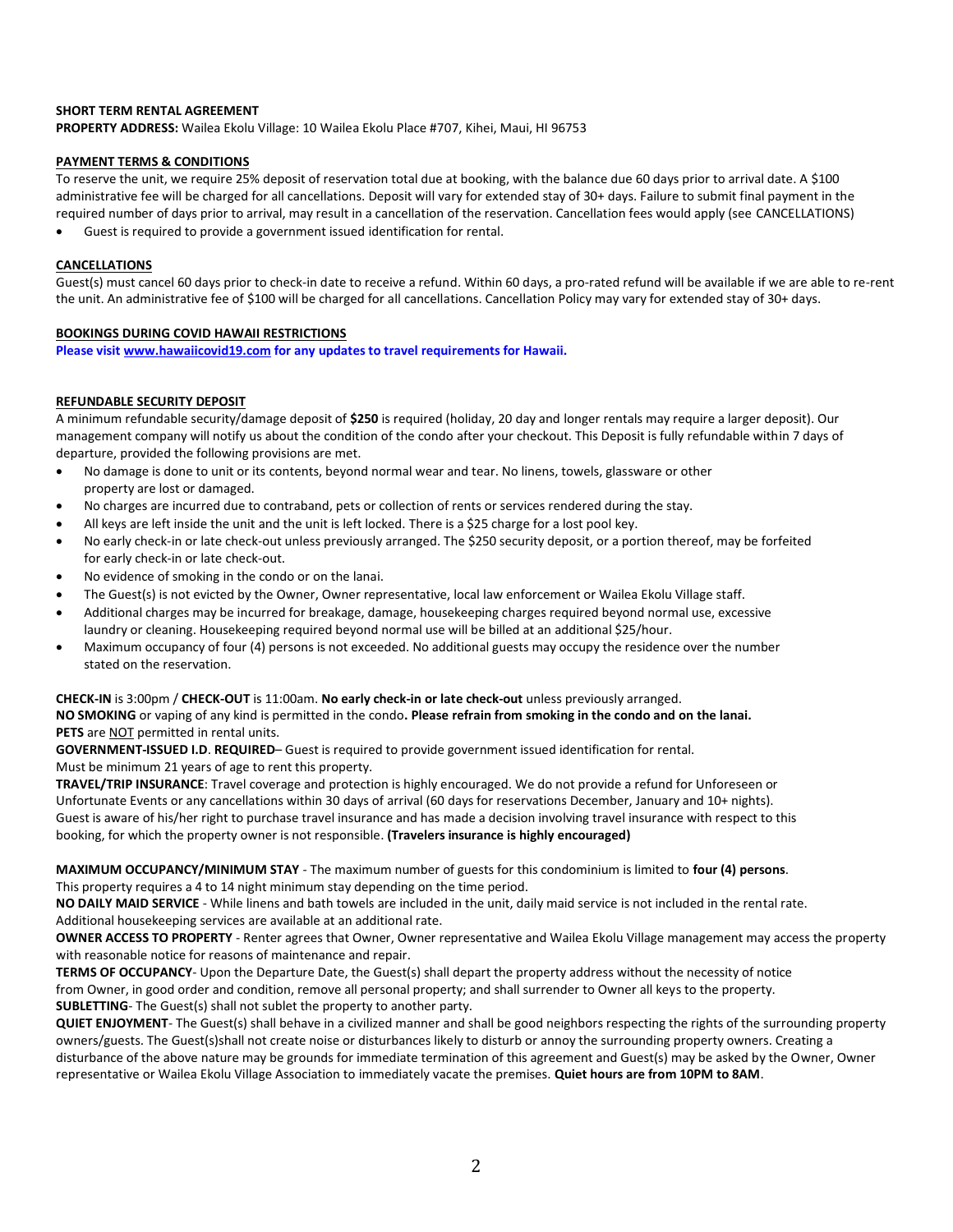**SHORT TERM RENTAL AGREEMENT**

**PROPERTY ADDRESS:** Wailea Ekolu Village: 10 Wailea Ekolu Place #707, Kihei, Maui, HI 96753

**PAYMENT TERMS & CONDITIONS**

To reserve the unit, we require 25% deposit of reservation total due at booking, with the balance due 60 days prior to arrival date. A $100 administrative fee will be charged for all cancellations. Deposit will vary for extended stay of 30+ days. Failure to submit final payment in the required number of days prior to arrival, may result in a cancellation of the reservation. Cancellation fees would apply (see CANCELLATIONS)

- Guest is required to provide a government issued identification for rental.

**CANCELLATIONS**

Guest(s) must cancel 60 days prior to check-in date to receive a refund. Within 60 days, a pro-rated refund will be available if we are able to re-rent the unit. An administrative fee of $100 will be charged for all cancellations. Cancellation Policy may vary for extended stay of 30+ days.

**BOOKINGS DURING COVID HAWAII RESTRICTIONS**

**Please visit www.hawaiicovid19.com for any updates to travel requirements for Hawaii.**

**REFUNDABLE SECURITY DEPOSIT**

A minimum refundable security/damage deposit of **$250** is required (holiday, 20 day and longer rentals may require a larger deposit). Our management company will notify us about the condition of the condo after your checkout. This Deposit is fully refundable within 7 days of departure, provided the following provisions are met.

- No damage is done to unit or its contents, beyond normal wear and tear. No linens, towels, glassware or other property are lost or damaged.
- No charges are incurred due to contraband, pets or collection of rents or services rendered during the stay.
- All keys are left inside the unit and the unit is left locked. There is a $25 charge for a lost pool key.
- No early check-in or late check-out unless previously arranged. The $250 security deposit, or a portion thereof, may be forfeited for early check-in or late check-out.
- No evidence of smoking in the condo or on the lanai.
- The Guest(s) is not evicted by the Owner, Owner representative, local law enforcement or Wailea Ekolu Village staff.
- Additional charges may be incurred for breakage, damage, housekeeping charges required beyond normal use, excessive laundry or cleaning. Housekeeping required beyond normal use will be billed at an additional $25/hour.
- Maximum occupancy of four (4) persons is not exceeded. No additional guests may occupy the residence over the number stated on the reservation.

**CHECK-IN** is 3:00pm / **CHECK-OUT** is 11:00am. **No early check-in or late check-out** unless previously arranged.

**NO SMOKING** or vaping of any kind is permitted in the condo**. Please refrain from smoking in the condo and on the lanai.**

**PETS** are NOT permitted in rental units.

**GOVERNMENT-ISSUED I.D**. **REQUIRED**– Guest is required to provide government issued identification for rental.

Must be minimum 21 years of age to rent this property.

**TRAVEL/TRIP INSURANCE**: Travel coverage and protection is highly encouraged. We do not provide a refund for Unforeseen or Unfortunate Events or any cancellations within 30 days of arrival (60 days for reservations December, January and 10+ nights). Guest is aware of his/her right to purchase travel insurance and has made a decision involving travel insurance with respect to this booking, for which the property owner is not responsible. **(Travelers insurance is highly encouraged)**

**MAXIMUM OCCUPANCY/MINIMUM STAY** - The maximum number of guests for this condominium is limited to **four (4) persons**. This property requires a 4 to 14 night minimum stay depending on the time period.

**NO DAILY MAID SERVICE** - While linens and bath towels are included in the unit, daily maid service is not included in the rental rate. Additional housekeeping services are available at an additional rate.

**OWNER ACCESS TO PROPERTY** - Renter agrees that Owner, Owner representative and Wailea Ekolu Village management may access the property with reasonable notice for reasons of maintenance and repair.

**TERMS OF OCCUPANCY**- Upon the Departure Date, the Guest(s) shall depart the property address without the necessity of notice from Owner, in good order and condition, remove all personal property; and shall surrender to Owner all keys to the property.

**SUBLETTING**- The Guest(s) shall not sublet the property to another party.

**QUIET ENJOYMENT**- The Guest(s) shall behave in a civilized manner and shall be good neighbors respecting the rights of the surrounding property owners/guests. The Guest(s)shall not create noise or disturbances likely to disturb or annoy the surrounding property owners. Creating a disturbance of the above nature may be grounds for immediate termination of this agreement and Guest(s) may be asked by the Owner, Owner representative or Wailea Ekolu Village Association to immediately vacate the premises. **Quiet hours are from 10PM to 8AM**.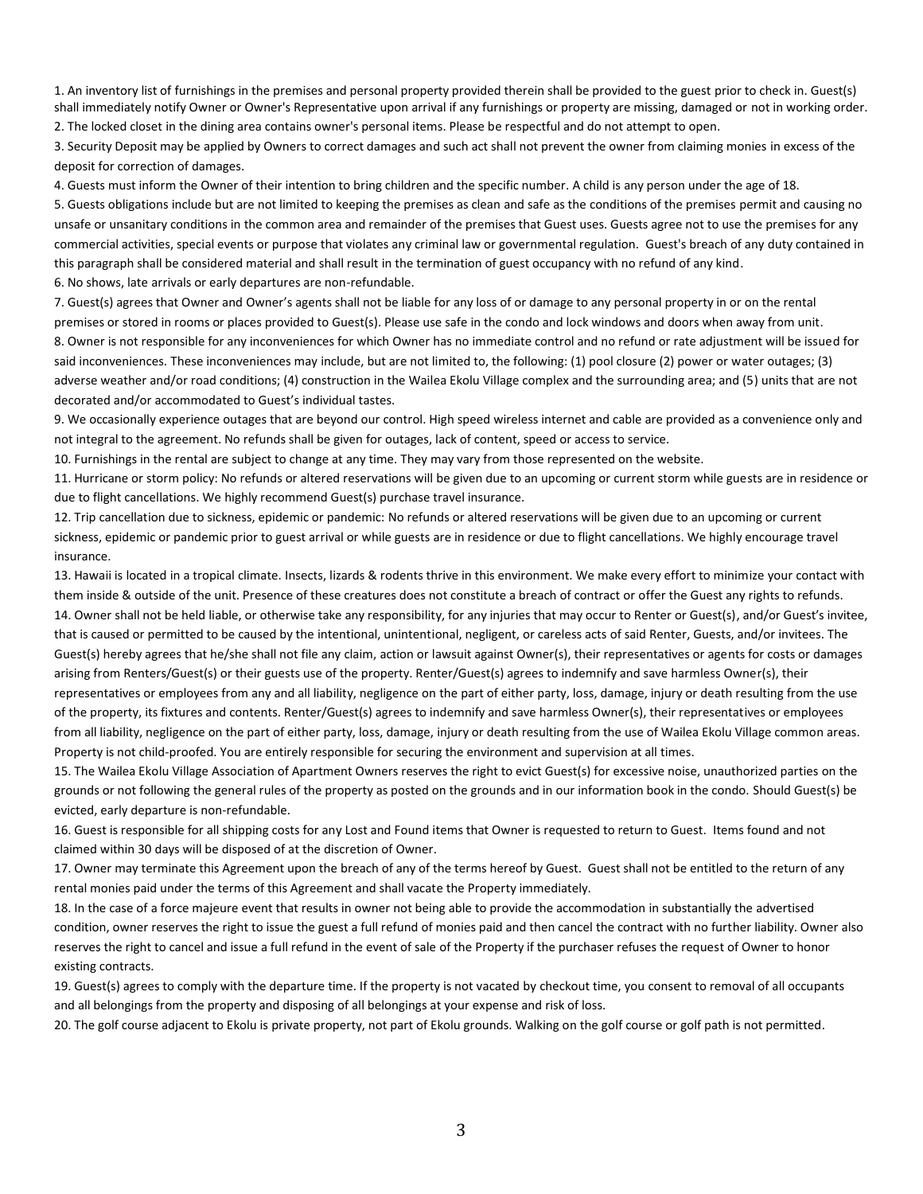1. An inventory list of furnishings in the premises and personal property provided therein shall be provided to the guest prior to check in. Guest(s) shall immediately notify Owner or Owner's Representative upon arrival if any furnishings or property are missing, damaged or not in working order.
2. The locked closet in the dining area contains owner's personal items. Please be respectful and do not attempt to open.
3. Security Deposit may be applied by Owners to correct damages and such act shall not prevent the owner from claiming monies in excess of the deposit for correction of damages.
4. Guests must inform the Owner of their intention to bring children and the specific number. A child is any person under the age of 18.
5. Guests obligations include but are not limited to keeping the premises as clean and safe as the conditions of the premises permit and causing no unsafe or unsanitary conditions in the common area and remainder of the premises that Guest uses. Guests agree not to use the premises for any commercial activities, special events or purpose that violates any criminal law or governmental regulation. Guest's breach of any duty contained in this paragraph shall be considered material and shall result in the termination of guest occupancy with no refund of any kind.
6. No shows, late arrivals or early departures are non-refundable.
7. Guest(s) agrees that Owner and Owner's agents shall not be liable for any loss of or damage to any personal property in or on the rental premises or stored in rooms or places provided to Guest(s). Please use safe in the condo and lock windows and doors when away from unit.
8. Owner is not responsible for any inconveniences for which Owner has no immediate control and no refund or rate adjustment will be issued for said inconveniences. These inconveniences may include, but are not limited to, the following: (1) pool closure (2) power or water outages; (3) adverse weather and/or road conditions; (4) construction in the Wailea Ekolu Village complex and the surrounding area; and (5) units that are not decorated and/or accommodated to Guest's individual tastes.
9. We occasionally experience outages that are beyond our control. High speed wireless internet and cable are provided as a convenience only and not integral to the agreement. No refunds shall be given for outages, lack of content, speed or access to service.
10. Furnishings in the rental are subject to change at any time. They may vary from those represented on the website.
11. Hurricane or storm policy: No refunds or altered reservations will be given due to an upcoming or current storm while guests are in residence or due to flight cancellations. We highly recommend Guest(s) purchase travel insurance.
12. Trip cancellation due to sickness, epidemic or pandemic: No refunds or altered reservations will be given due to an upcoming or current sickness, epidemic or pandemic prior to guest arrival or while guests are in residence or due to flight cancellations. We highly encourage travel insurance.
13. Hawaii is located in a tropical climate. Insects, lizards & rodents thrive in this environment. We make every effort to minimize your contact with them inside & outside of the unit. Presence of these creatures does not constitute a breach of contract or offer the Guest any rights to refunds.
14. Owner shall not be held liable, or otherwise take any responsibility, for any injuries that may occur to Renter or Guest(s), and/or Guest's invitee, that is caused or permitted to be caused by the intentional, unintentional, negligent, or careless acts of said Renter, Guests, and/or invitees. The Guest(s) hereby agrees that he/she shall not file any claim, action or lawsuit against Owner(s), their representatives or agents for costs or damages arising from Renters/Guest(s) or their guests use of the property. Renter/Guest(s) agrees to indemnify and save harmless Owner(s), their representatives or employees from any and all liability, negligence on the part of either party, loss, damage, injury or death resulting from the use of the property, its fixtures and contents. Renter/Guest(s) agrees to indemnify and save harmless Owner(s), their representatives or employees from all liability, negligence on the part of either party, loss, damage, injury or death resulting from the use of Wailea Ekolu Village common areas. Property is not child-proofed. You are entirely responsible for securing the environment and supervision at all times.
15. The Wailea Ekolu Village Association of Apartment Owners reserves the right to evict Guest(s) for excessive noise, unauthorized parties on the grounds or not following the general rules of the property as posted on the grounds and in our information book in the condo. Should Guest(s) be evicted, early departure is non-refundable.
16. Guest is responsible for all shipping costs for any Lost and Found items that Owner is requested to return to Guest. Items found and not claimed within 30 days will be disposed of at the discretion of Owner.
17. Owner may terminate this Agreement upon the breach of any of the terms hereof by Guest. Guest shall not be entitled to the return of any rental monies paid under the terms of this Agreement and shall vacate the Property immediately.
18. In the case of a force majeure event that results in owner not being able to provide the accommodation in substantially the advertised condition, owner reserves the right to issue the guest a full refund of monies paid and then cancel the contract with no further liability. Owner also reserves the right to cancel and issue a full refund in the event of sale of the Property if the purchaser refuses the request of Owner to honor existing contracts.
19. Guest(s) agrees to comply with the departure time. If the property is not vacated by checkout time, you consent to removal of all occupants and all belongings from the property and disposing of all belongings at your expense and risk of loss.
20. The golf course adjacent to Ekolu is private property, not part of Ekolu grounds. Walking on the golf course or golf path is not permitted.